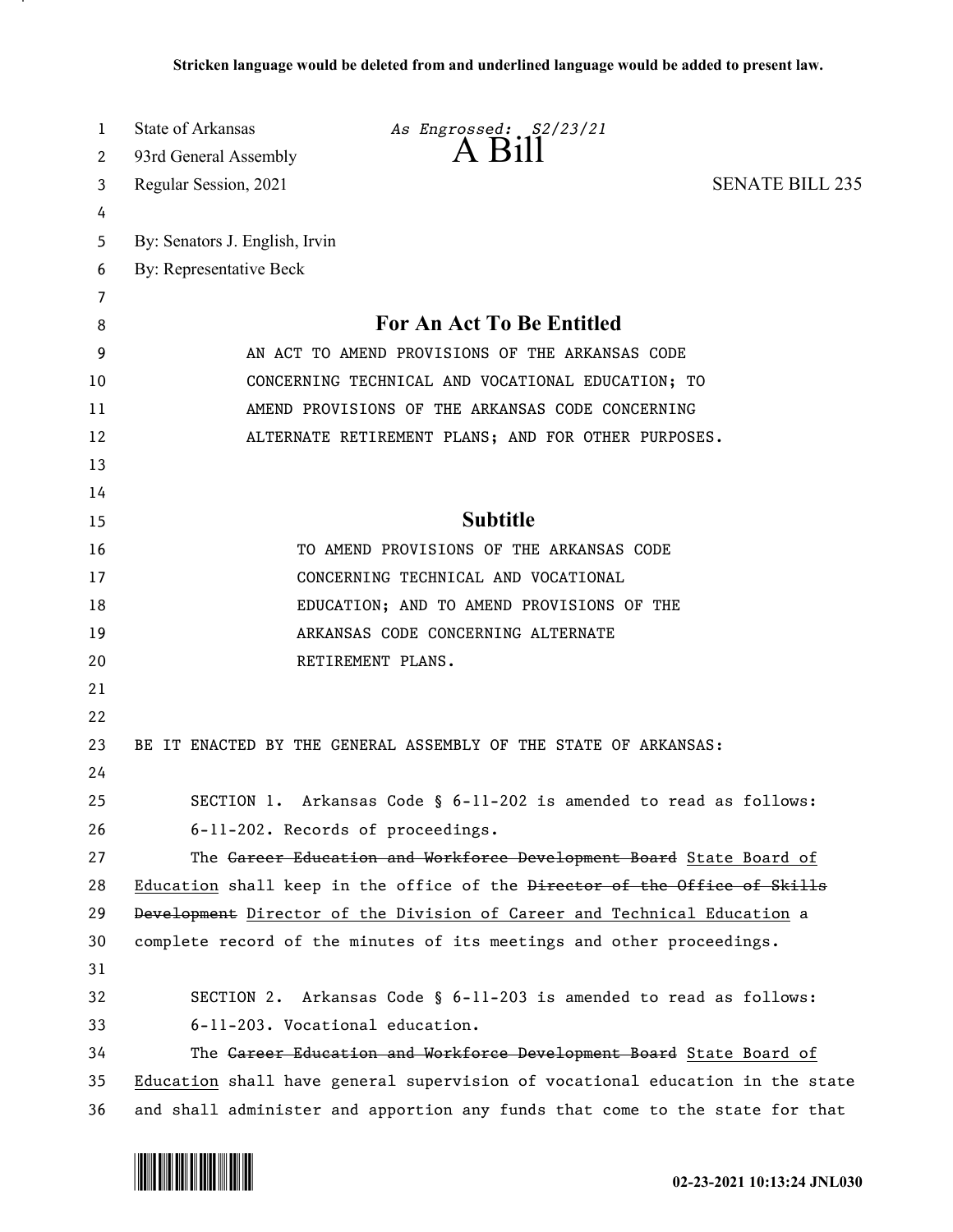Stricken language would be deleted from and underlined language would be added to present law.

State of Arkansas *As Engrossed: S2/23/21*
93rd General Assembly
# A Bill
Regular Session, 2021 SENATE BILL 235

By: Senators J. English, Irvin
By: Representative Beck

## For An Act To Be Entitled

AN ACT TO AMEND PROVISIONS OF THE ARKANSAS CODE CONCERNING TECHNICAL AND VOCATIONAL EDUCATION; TO AMEND PROVISIONS OF THE ARKANSAS CODE CONCERNING ALTERNATE RETIREMENT PLANS; AND FOR OTHER PURPOSES.

## Subtitle

TO AMEND PROVISIONS OF THE ARKANSAS CODE CONCERNING TECHNICAL AND VOCATIONAL EDUCATION; AND TO AMEND PROVISIONS OF THE ARKANSAS CODE CONCERNING ALTERNATE RETIREMENT PLANS.

BE IT ENACTED BY THE GENERAL ASSEMBLY OF THE STATE OF ARKANSAS:

SECTION 1. Arkansas Code § 6-11-202 is amended to read as follows:

6-11-202. Records of proceedings.

The ~~Career Education and Workforce Development Board~~ <u>State Board of Education</u> shall keep in the office of the ~~Director of the Office of Skills Development~~ <u>Director of the Division of Career and Technical Education</u> a complete record of the minutes of its meetings and other proceedings.

SECTION 2. Arkansas Code § 6-11-203 is amended to read as follows:

6-11-203. Vocational education.

The ~~Career Education and Workforce Development Board~~ <u>State Board of Education</u> shall have general supervision of vocational education in the state and shall administer and apportion any funds that come to the state for that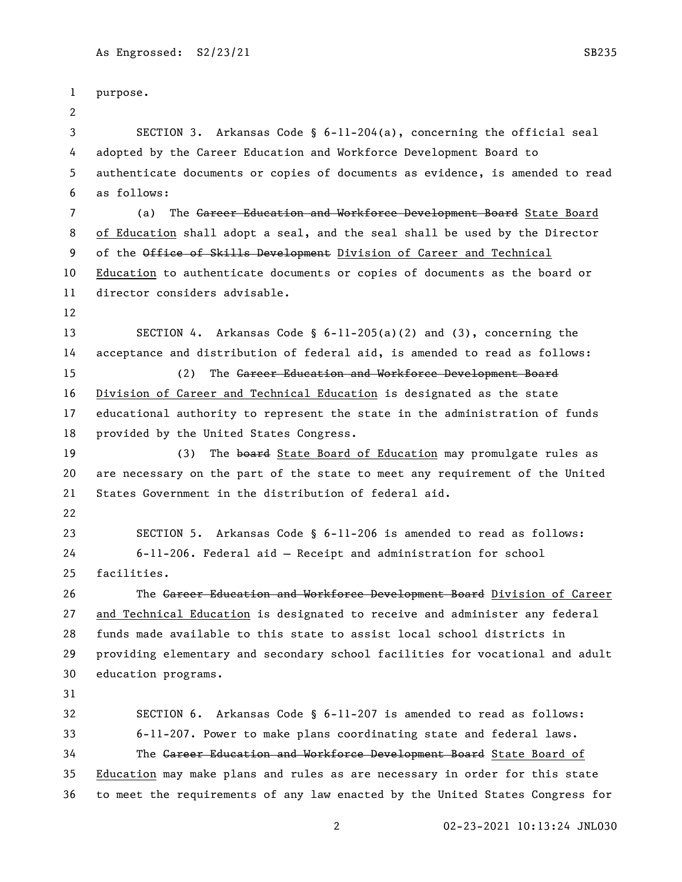purpose.

SECTION 3. Arkansas Code § 6-11-204(a), concerning the official seal adopted by the Career Education and Workforce Development Board to authenticate documents or copies of documents as evidence, is amended to read as follows:

(a) The ~~Career Education and Workforce Development Board~~ State Board of Education shall adopt a seal, and the seal shall be used by the Director of the ~~Office of Skills Development~~ Division of Career and Technical Education to authenticate documents or copies of documents as the board or director considers advisable.

SECTION 4. Arkansas Code § 6-11-205(a)(2) and (3), concerning the acceptance and distribution of federal aid, is amended to read as follows:

(2) The ~~Career Education and Workforce Development Board~~ Division of Career and Technical Education is designated as the state educational authority to represent the state in the administration of funds provided by the United States Congress.

(3) The ~~board~~ State Board of Education may promulgate rules as are necessary on the part of the state to meet any requirement of the United States Government in the distribution of federal aid.

SECTION 5. Arkansas Code § 6-11-206 is amended to read as follows:

6-11-206. Federal aid — Receipt and administration for school facilities.

The ~~Career Education and Workforce Development Board~~ Division of Career and Technical Education is designated to receive and administer any federal funds made available to this state to assist local school districts in providing elementary and secondary school facilities for vocational and adult education programs.

SECTION 6. Arkansas Code § 6-11-207 is amended to read as follows:

6-11-207. Power to make plans coordinating state and federal laws.

The ~~Career Education and Workforce Development Board~~ State Board of Education may make plans and rules as are necessary in order for this state to meet the requirements of any law enacted by the United States Congress for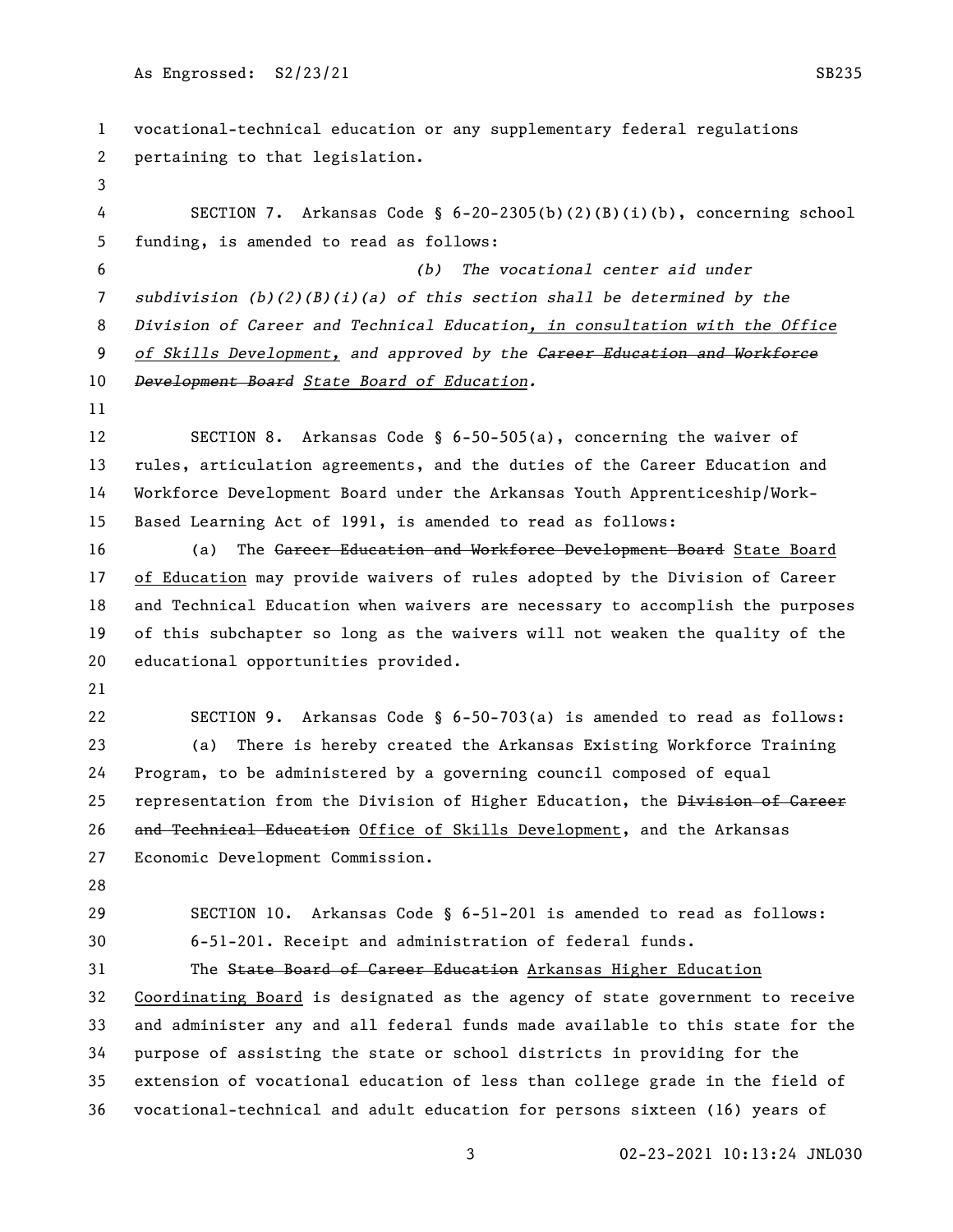vocational-technical education or any supplementary federal regulations pertaining to that legislation.

SECTION 7. Arkansas Code § 6-20-2305(b)(2)(B)(i)(b), concerning school funding, is amended to read as follows:

*(b) The vocational center aid under subdivision (b)(2)(B)(i)(a) of this section shall be determined by the Division of Career and Technical Education, in consultation with the Office of Skills Development, and approved by the ~~Career Education and Workforce Development Board~~ State Board of Education.*

SECTION 8. Arkansas Code § 6-50-505(a), concerning the waiver of rules, articulation agreements, and the duties of the Career Education and Workforce Development Board under the Arkansas Youth Apprenticeship/Work-Based Learning Act of 1991, is amended to read as follows:

(a) The ~~Career Education and Workforce Development Board~~ State Board of Education may provide waivers of rules adopted by the Division of Career and Technical Education when waivers are necessary to accomplish the purposes of this subchapter so long as the waivers will not weaken the quality of the educational opportunities provided.

SECTION 9. Arkansas Code § 6-50-703(a) is amended to read as follows:

(a) There is hereby created the Arkansas Existing Workforce Training Program, to be administered by a governing council composed of equal representation from the Division of Higher Education, the ~~Division of Career and Technical Education~~ Office of Skills Development, and the Arkansas Economic Development Commission.

SECTION 10. Arkansas Code § 6-51-201 is amended to read as follows:

6-51-201. Receipt and administration of federal funds.

The ~~State Board of Career Education~~ Arkansas Higher Education Coordinating Board is designated as the agency of state government to receive and administer any and all federal funds made available to this state for the purpose of assisting the state or school districts in providing for the extension of vocational education of less than college grade in the field of vocational-technical and adult education for persons sixteen (16) years of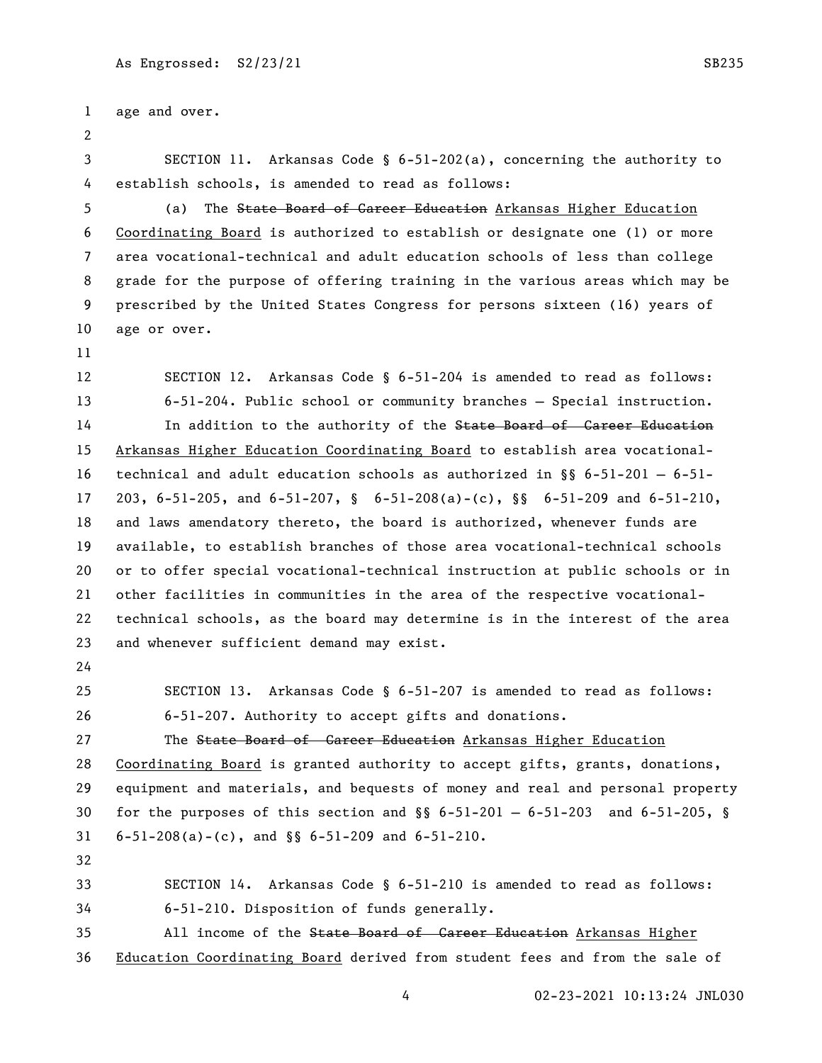age and over.

SECTION 11. Arkansas Code § 6-51-202(a), concerning the authority to establish schools, is amended to read as follows:

(a) The ~~State Board of Career Education~~ Arkansas Higher Education Coordinating Board is authorized to establish or designate one (1) or more area vocational-technical and adult education schools of less than college grade for the purpose of offering training in the various areas which may be prescribed by the United States Congress for persons sixteen (16) years of age or over.

SECTION 12. Arkansas Code § 6-51-204 is amended to read as follows:

6-51-204. Public school or community branches — Special instruction.

In addition to the authority of the ~~State Board of Career Education~~ Arkansas Higher Education Coordinating Board to establish area vocational-technical and adult education schools as authorized in §§ 6-51-201 — 6-51-203, 6-51-205, and 6-51-207, § 6-51-208(a)-(c), §§ 6-51-209 and 6-51-210, and laws amendatory thereto, the board is authorized, whenever funds are available, to establish branches of those area vocational-technical schools or to offer special vocational-technical instruction at public schools or in other facilities in communities in the area of the respective vocational-technical schools, as the board may determine is in the interest of the area and whenever sufficient demand may exist.

SECTION 13. Arkansas Code § 6-51-207 is amended to read as follows:

6-51-207. Authority to accept gifts and donations.

The ~~State Board of Career Education~~ Arkansas Higher Education Coordinating Board is granted authority to accept gifts, grants, donations, equipment and materials, and bequests of money and real and personal property for the purposes of this section and §§ 6-51-201 — 6-51-203 and 6-51-205, § 6-51-208(a)-(c), and §§ 6-51-209 and 6-51-210.

SECTION 14. Arkansas Code § 6-51-210 is amended to read as follows:

6-51-210. Disposition of funds generally.

All income of the ~~State Board of Career Education~~ Arkansas Higher Education Coordinating Board derived from student fees and from the sale of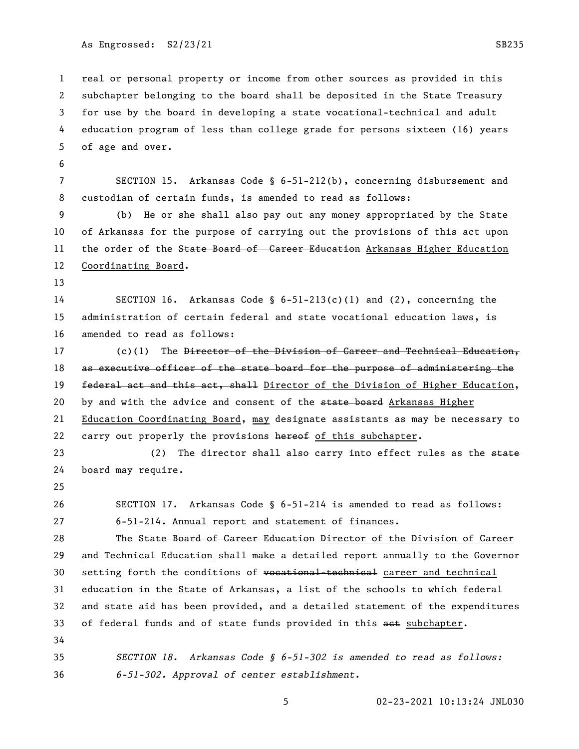real or personal property or income from other sources as provided in this subchapter belonging to the board shall be deposited in the State Treasury for use by the board in developing a state vocational-technical and adult education program of less than college grade for persons sixteen (16) years of age and over.

SECTION 15. Arkansas Code § 6-51-212(b), concerning disbursement and custodian of certain funds, is amended to read as follows:

(b) He or she shall also pay out any money appropriated by the State of Arkansas for the purpose of carrying out the provisions of this act upon the order of the ~~State Board of Career Education~~ <u>Arkansas Higher Education Coordinating Board</u>.

SECTION 16. Arkansas Code § 6-51-213(c)(1) and (2), concerning the administration of certain federal and state vocational education laws, is amended to read as follows:

(c)(1) The ~~Director of the Division of Career and Technical Education, as executive officer of the state board for the purpose of administering the federal act and this act, shall~~ <u>Director of the Division of Higher Education</u>, by and with the advice and consent of the ~~state board~~ <u>Arkansas Higher Education Coordinating Board</u>, <u>may</u> designate assistants as may be necessary to carry out properly the provisions ~~hereof~~ <u>of this subchapter</u>.

(2) The director shall also carry into effect rules as the ~~state~~ board may require.

SECTION 17. Arkansas Code § 6-51-214 is amended to read as follows:

6-51-214. Annual report and statement of finances.

The ~~State Board of Career Education~~ <u>Director of the Division of Career and Technical Education</u> shall make a detailed report annually to the Governor setting forth the conditions of ~~vocational-technical~~ <u>career and technical</u> education in the State of Arkansas, a list of the schools to which federal and state aid has been provided, and a detailed statement of the expenditures of federal funds and of state funds provided in this ~~act~~ <u>subchapter</u>.

*SECTION 18. Arkansas Code § 6-51-302 is amended to read as follows:*

*6-51-302. Approval of center establishment.*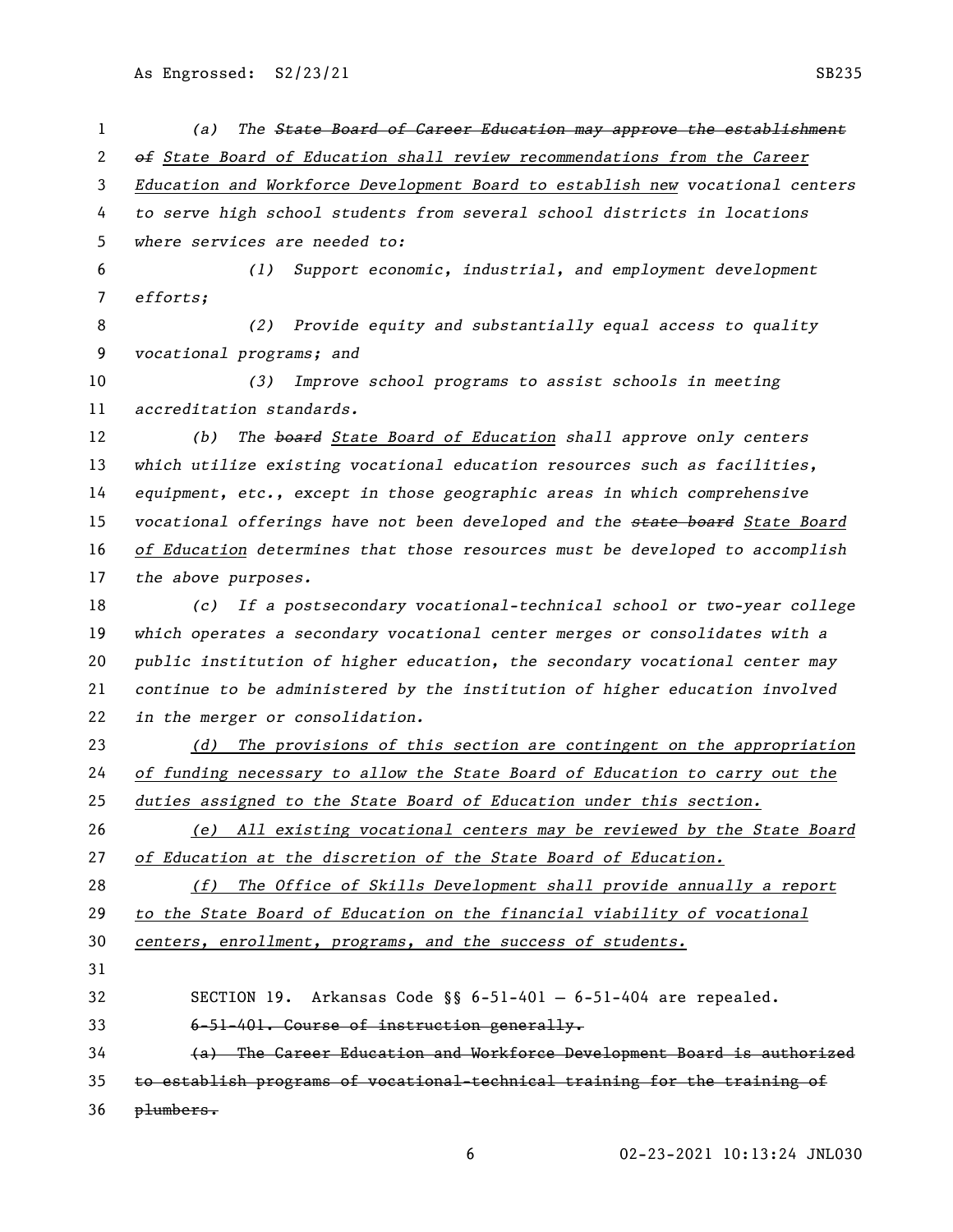*(a) The ~~State Board of Career Education may approve the establishment of~~ <u>State Board of Education shall review recommendations from the Career Education and Workforce Development Board to establish new</u> vocational centers to serve high school students from several school districts in locations where services are needed to:*

*(1) Support economic, industrial, and employment development efforts;*

*(2) Provide equity and substantially equal access to quality vocational programs; and*

*(3) Improve school programs to assist schools in meeting accreditation standards.*

*(b) The ~~board~~ <u>State Board of Education</u> shall approve only centers which utilize existing vocational education resources such as facilities, equipment, etc., except in those geographic areas in which comprehensive vocational offerings have not been developed and the ~~state board~~ <u>State Board of Education</u> determines that those resources must be developed to accomplish the above purposes.*

*(c) If a postsecondary vocational-technical school or two-year college which operates a secondary vocational center merges or consolidates with a public institution of higher education, the secondary vocational center may continue to be administered by the institution of higher education involved in the merger or consolidation.*

*<u>(d) The provisions of this section are contingent on the appropriation of funding necessary to allow the State Board of Education to carry out the duties assigned to the State Board of Education under this section.</u>*

*<u>(e) All existing vocational centers may be reviewed by the State Board of Education at the discretion of the State Board of Education.</u>*

*<u>(f) The Office of Skills Development shall provide annually a report to the State Board of Education on the financial viability of vocational centers, enrollment, programs, and the success of students.</u>*

SECTION 19. Arkansas Code §§ 6-51-401 — 6-51-404 are repealed.

~~6-51-401. Course of instruction generally.~~

~~(a) The Career Education and Workforce Development Board is authorized to establish programs of vocational-technical training for the training of plumbers.~~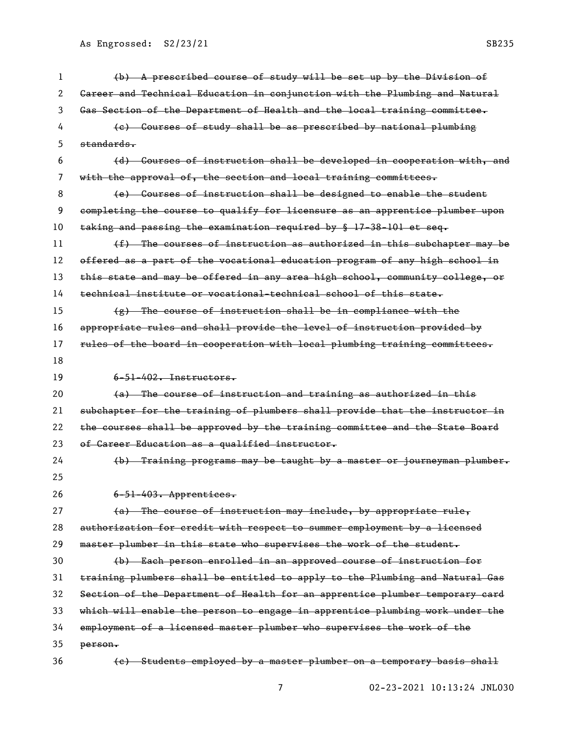~~(b) A prescribed course of study will be set up by the Division of Career and Technical Education in conjunction with the Plumbing and Natural Gas Section of the Department of Health and the local training committee.~~

~~(c) Courses of study shall be as prescribed by national plumbing standards.~~

~~(d) Courses of instruction shall be developed in cooperation with, and with the approval of, the section and local training committees.~~

~~(e) Courses of instruction shall be designed to enable the student completing the course to qualify for licensure as an apprentice plumber upon taking and passing the examination required by § 17-38-101 et seq.~~

~~(f) The courses of instruction as authorized in this subchapter may be offered as a part of the vocational education program of any high school in this state and may be offered in any area high school, community college, or technical institute or vocational-technical school of this state.~~

~~(g) The course of instruction shall be in compliance with the appropriate rules and shall provide the level of instruction provided by rules of the board in cooperation with local plumbing training committees.~~

~~6-51-402. Instructors.~~

~~(a) The course of instruction and training as authorized in this subchapter for the training of plumbers shall provide that the instructor in the courses shall be approved by the training committee and the State Board of Career Education as a qualified instructor.~~

~~(b) Training programs may be taught by a master or journeyman plumber.~~

~~6-51-403. Apprentices.~~

~~(a) The course of instruction may include, by appropriate rule, authorization for credit with respect to summer employment by a licensed master plumber in this state who supervises the work of the student.~~

~~(b) Each person enrolled in an approved course of instruction for training plumbers shall be entitled to apply to the Plumbing and Natural Gas Section of the Department of Health for an apprentice plumber temporary card which will enable the person to engage in apprentice plumbing work under the employment of a licensed master plumber who supervises the work of the person.~~

~~(c) Students employed by a master plumber on a temporary basis shall~~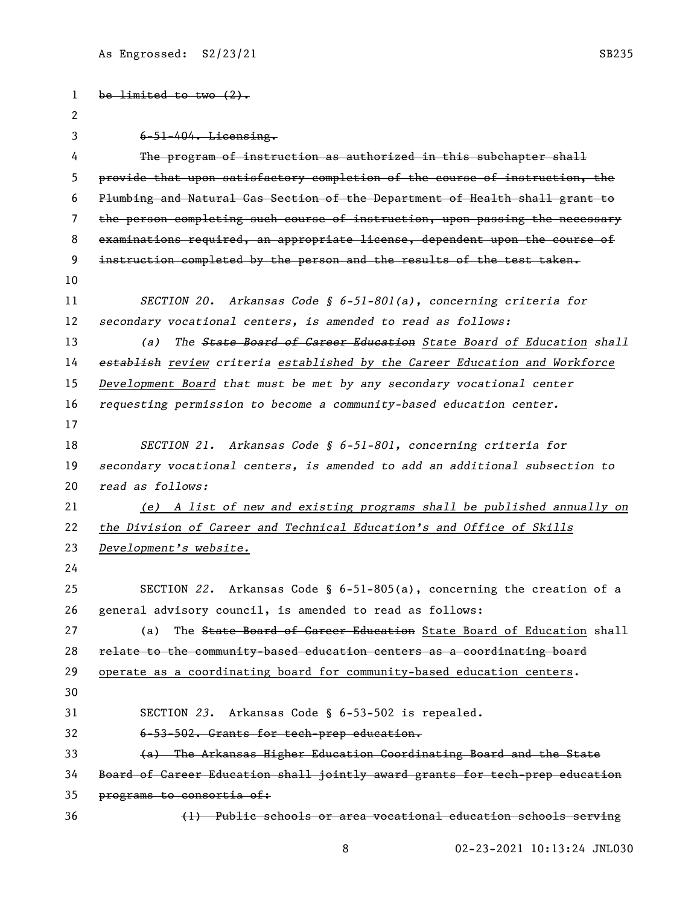~~be limited to two (2).~~

~~6-51-404. Licensing.~~

~~The program of instruction as authorized in this subchapter shall provide that upon satisfactory completion of the course of instruction, the Plumbing and Natural Gas Section of the Department of Health shall grant to the person completing such course of instruction, upon passing the necessary examinations required, an appropriate license, dependent upon the course of instruction completed by the person and the results of the test taken.~~

*SECTION 20. Arkansas Code § 6-51-801(a), concerning criteria for secondary vocational centers, is amended to read as follows:*

*(a) The ~~State Board of Career Education~~ <u>State Board of Education</u> shall ~~establish~~ <u>review</u> criteria <u>established by the Career Education and Workforce Development Board</u> that must be met by any secondary vocational center requesting permission to become a community-based education center.*

*SECTION 21. Arkansas Code § 6-51-801, concerning criteria for secondary vocational centers, is amended to add an additional subsection to read as follows:*

*<u>(e) A list of new and existing programs shall be published annually on the Division of Career and Technical Education's and Office of Skills Development's website.</u>*

SECTION *22*. Arkansas Code § 6-51-805(a), concerning the creation of a general advisory council, is amended to read as follows:

(a) The ~~State Board of Career Education~~ <u>State Board of Education</u> shall ~~relate to the community-based education centers as a coordinating board~~ <u>operate as a coordinating board for community-based education centers</u>.

SECTION *23*. Arkansas Code § 6-53-502 is repealed.

~~6-53-502. Grants for tech-prep education.~~

~~(a) The Arkansas Higher Education Coordinating Board and the State Board of Career Education shall jointly award grants for tech-prep education programs to consortia of:~~

~~(1) Public schools or area vocational education schools serving~~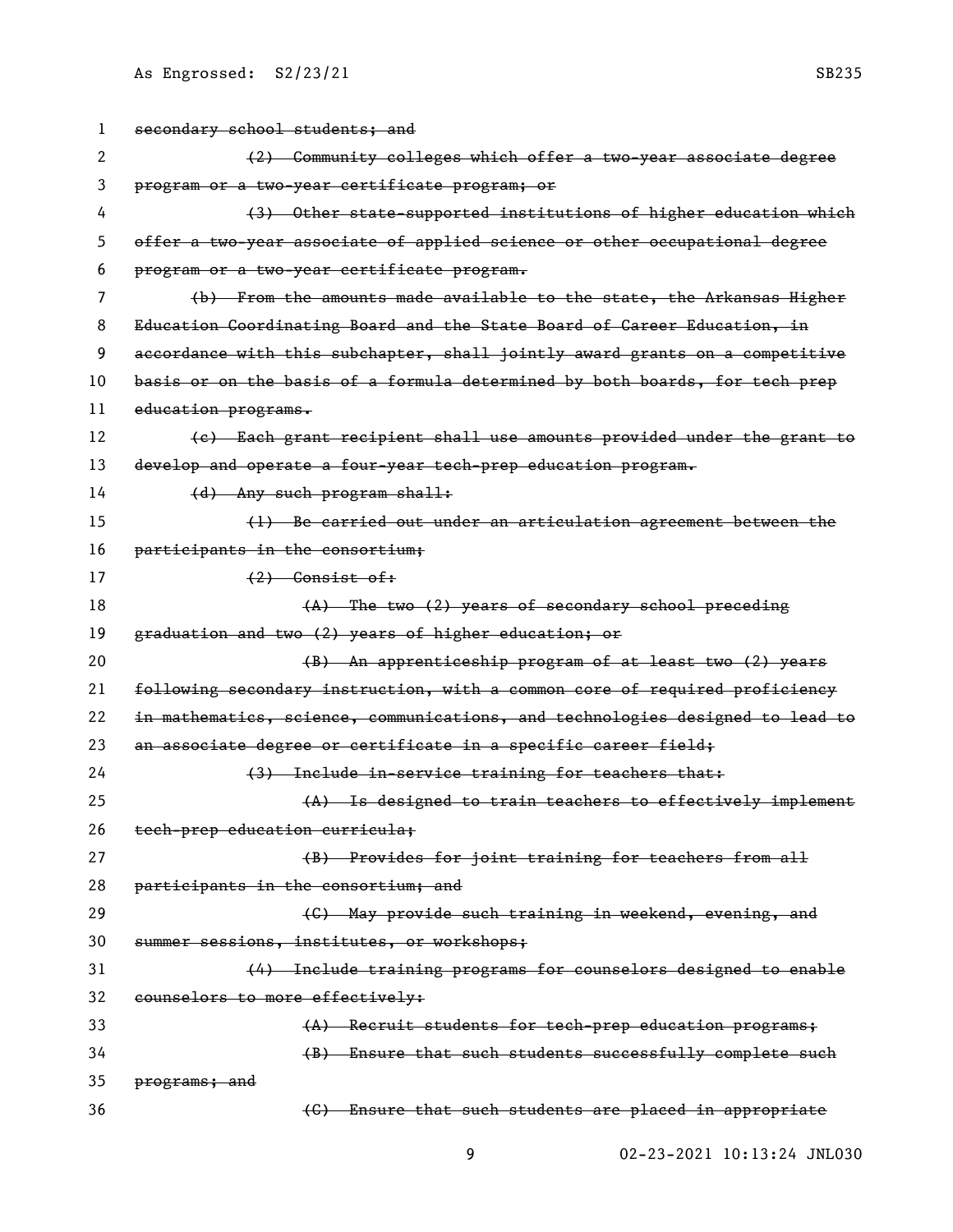~~secondary school students; and~~

~~(2) Community colleges which offer a two-year associate degree program or a two-year certificate program; or~~

~~(3) Other state-supported institutions of higher education which offer a two-year associate of applied science or other occupational degree program or a two-year certificate program.~~

~~(b) From the amounts made available to the state, the Arkansas Higher Education Coordinating Board and the State Board of Career Education, in accordance with this subchapter, shall jointly award grants on a competitive basis or on the basis of a formula determined by both boards, for tech prep education programs.~~

~~(c) Each grant recipient shall use amounts provided under the grant to develop and operate a four-year tech-prep education program.~~

~~(d) Any such program shall:~~

~~(1) Be carried out under an articulation agreement between the participants in the consortium;~~

~~(2) Consist of:~~

~~(A) The two (2) years of secondary school preceding graduation and two (2) years of higher education; or~~

~~(B) An apprenticeship program of at least two (2) years following secondary instruction, with a common core of required proficiency in mathematics, science, communications, and technologies designed to lead to an associate degree or certificate in a specific career field;~~

~~(3) Include in-service training for teachers that:~~

~~(A) Is designed to train teachers to effectively implement tech-prep education curricula;~~

~~(B) Provides for joint training for teachers from all participants in the consortium; and~~

~~(C) May provide such training in weekend, evening, and summer sessions, institutes, or workshops;~~

~~(4) Include training programs for counselors designed to enable counselors to more effectively:~~

~~(A) Recruit students for tech-prep education programs;~~

~~(B) Ensure that such students successfully complete such programs; and~~

~~(C) Ensure that such students are placed in appropriate~~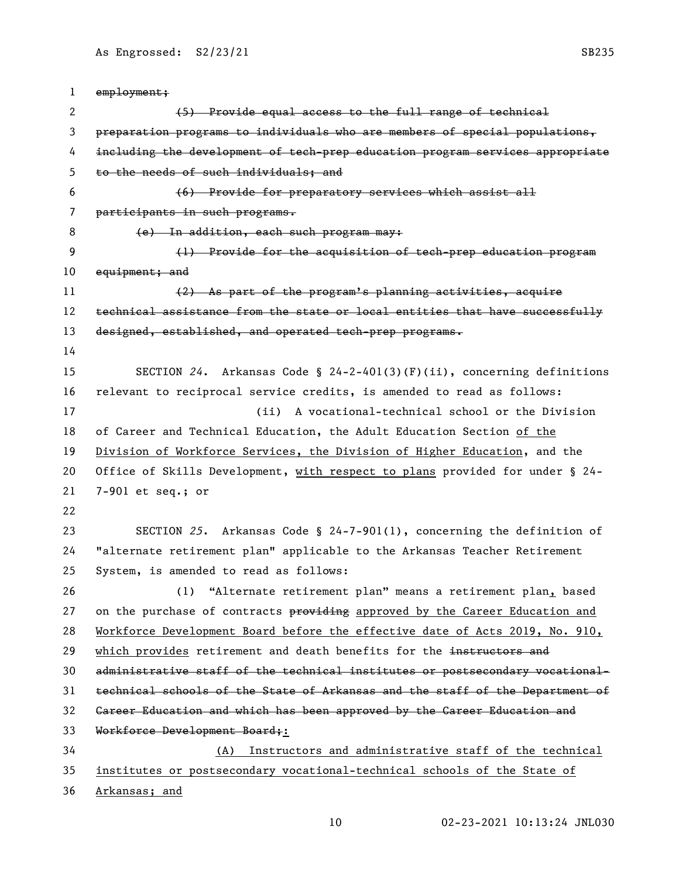~~employment;~~

~~(5) Provide equal access to the full range of technical preparation programs to individuals who are members of special populations, including the development of tech-prep education program services appropriate to the needs of such individuals; and~~

~~(6) Provide for preparatory services which assist all participants in such programs.~~

~~(e) In addition, each such program may:~~

~~(1) Provide for the acquisition of tech-prep education program equipment; and~~

~~(2) As part of the program's planning activities, acquire technical assistance from the state or local entities that have successfully designed, established, and operated tech-prep programs.~~

SECTION *24*. Arkansas Code § 24-2-401(3)(F)(ii), concerning definitions relevant to reciprocal service credits, is amended to read as follows:

(ii) A vocational-technical school or the Division of Career and Technical Education, the Adult Education Section <u>of the Division of Workforce Services, the Division of Higher Education</u>, and the Office of Skills Development, <u>with respect to plans</u> provided for under § 24-7-901 et seq.; or

SECTION *25*. Arkansas Code § 24-7-901(1), concerning the definition of "alternate retirement plan" applicable to the Arkansas Teacher Retirement System, is amended to read as follows:

(1) "Alternate retirement plan" means a retirement plan<u>,</u> based on the purchase of contracts ~~providing~~ <u>approved by the Career Education and Workforce Development Board before the effective date of Acts 2019, No. 910, which provides</u> retirement and death benefits for the ~~instructors and administrative staff of the technical institutes or postsecondary vocational-technical schools of the State of Arkansas and the staff of the Department of Career Education and which has been approved by the Career Education and Workforce Development Board;~~<u>:</u>

<u>(A) Instructors and administrative staff of the technical institutes or postsecondary vocational-technical schools of the State of Arkansas; and</u>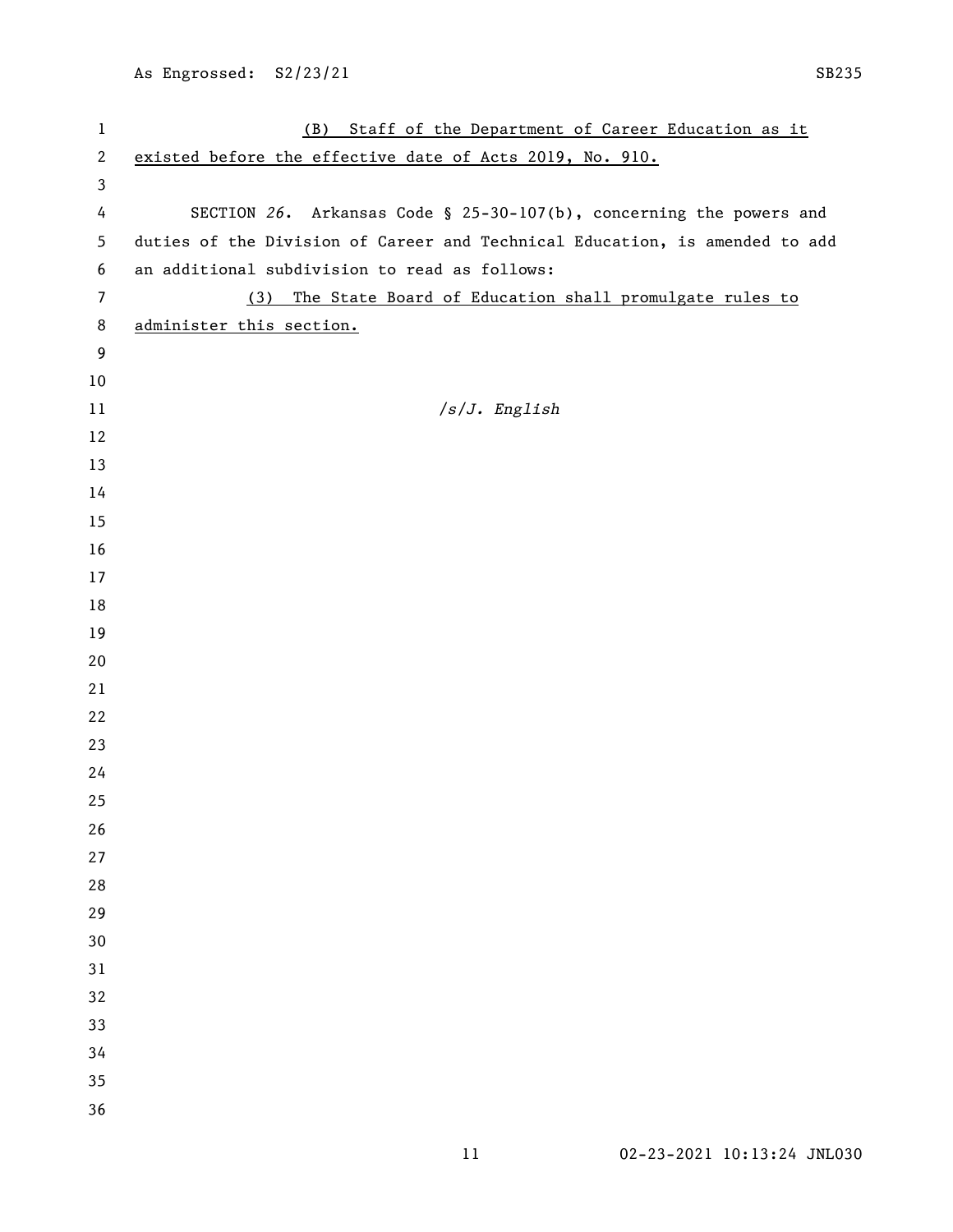(B) Staff of the Department of Career Education as it existed before the effective date of Acts 2019, No. 910.

SECTION *26*. Arkansas Code § 25-30-107(b), concerning the powers and duties of the Division of Career and Technical Education, is amended to add an additional subdivision to read as follows:

(3) The State Board of Education shall promulgate rules to administer this section.

*/s/J. English*